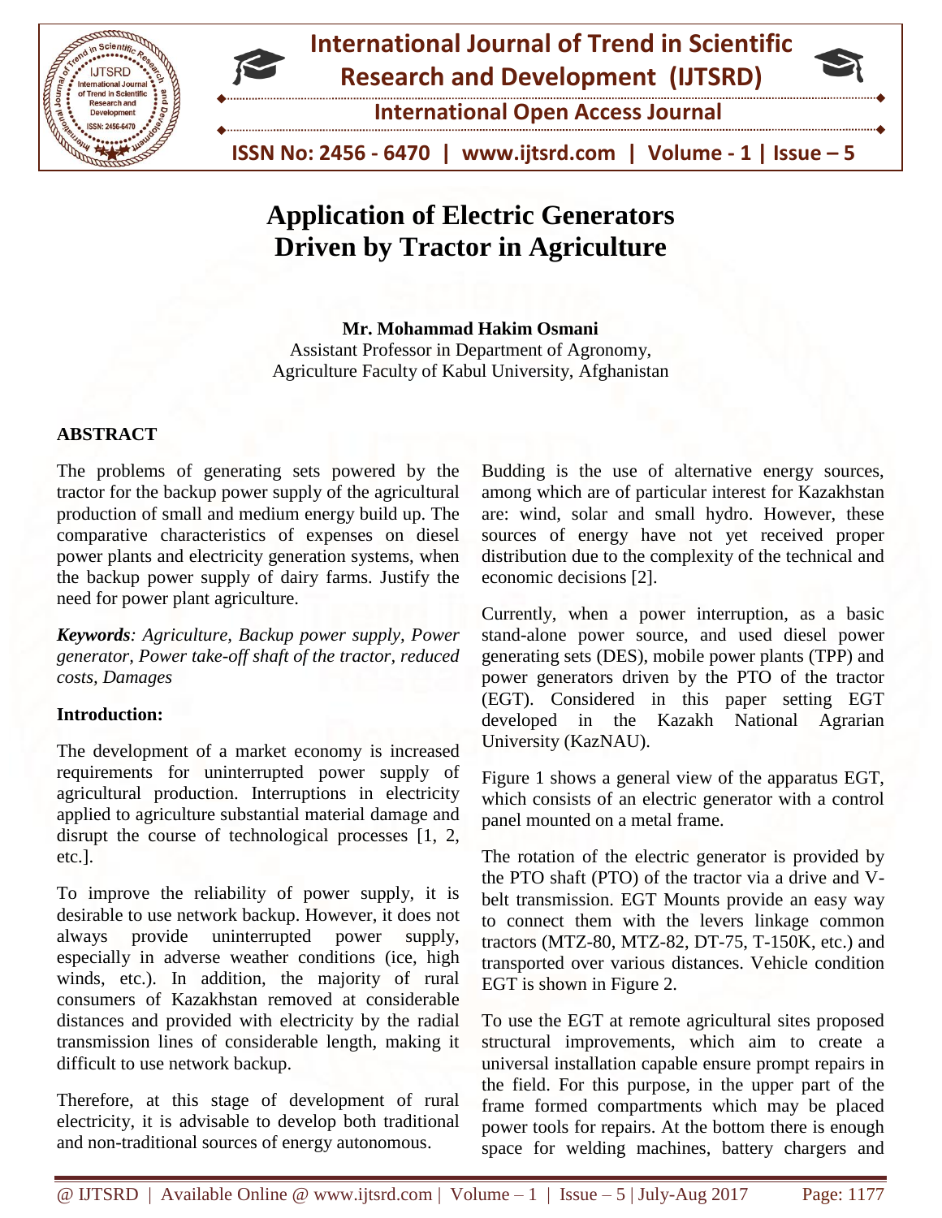# Application of Electric Generators Driven by Tractor in Agriculture

**Mr. Mohammad Hakim Osmani**
Assistant Professor in Department of Agronomy,
Agriculture Faculty of Kabul University, Afghanistan

## ABSTRACT

The problems of generating sets powered by the tractor for the backup power supply of the agricultural production of small and medium energy build up. The comparative characteristics of expenses on diesel power plants and electricity generation systems, when the backup power supply of dairy farms. Justify the need for power plant agriculture.

***Keywords**: Agriculture, Backup power supply, Power generator, Power take-off shaft of the tractor, reduced costs, Damages*

## Introduction:

The development of a market economy is increased requirements for uninterrupted power supply of agricultural production. Interruptions in electricity applied to agriculture substantial material damage and disrupt the course of technological processes [1, 2, etc.].

To improve the reliability of power supply, it is desirable to use network backup. However, it does not always provide uninterrupted power supply, especially in adverse weather conditions (ice, high winds, etc.). In addition, the majority of rural consumers of Kazakhstan removed at considerable distances and provided with electricity by the radial transmission lines of considerable length, making it difficult to use network backup.

Therefore, at this stage of development of rural electricity, it is advisable to develop both traditional and non-traditional sources of energy autonomous.

Budding is the use of alternative energy sources, among which are of particular interest for Kazakhstan are: wind, solar and small hydro. However, these sources of energy have not yet received proper distribution due to the complexity of the technical and economic decisions [2].

Currently, when a power interruption, as a basic stand-alone power source, and used diesel power generating sets (DES), mobile power plants (TPP) and power generators driven by the PTO of the tractor (EGT). Considered in this paper setting EGT developed in the Kazakh National Agrarian University (KazNAU).

Figure 1 shows a general view of the apparatus EGT, which consists of an electric generator with a control panel mounted on a metal frame.

The rotation of the electric generator is provided by the PTO shaft (PTO) of the tractor via a drive and V-belt transmission. EGT Mounts provide an easy way to connect them with the levers linkage common tractors (MTZ-80, MTZ-82, DT-75, T-150K, etc.) and transported over various distances. Vehicle condition EGT is shown in Figure 2.

To use the EGT at remote agricultural sites proposed structural improvements, which aim to create a universal installation capable ensure prompt repairs in the field. For this purpose, in the upper part of the frame formed compartments which may be placed power tools for repairs. At the bottom there is enough space for welding machines, battery chargers and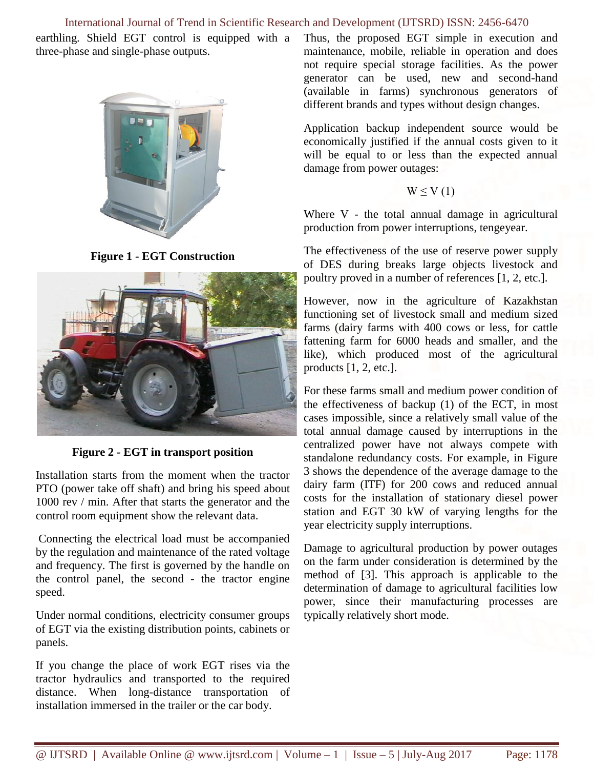earthling. Shield EGT control is equipped with a three-phase and single-phase outputs.

**Figure 1 - EGT Construction**

**Figure 2 - EGT in transport position**

Installation starts from the moment when the tractor PTO (power take off shaft) and bring his speed about 1000 rev / min. After that starts the generator and the control room equipment show the relevant data.

Connecting the electrical load must be accompanied by the regulation and maintenance of the rated voltage and frequency. The first is governed by the handle on the control panel, the second - the tractor engine speed.

Under normal conditions, electricity consumer groups of EGT via the existing distribution points, cabinets or panels.

If you change the place of work EGT rises via the tractor hydraulics and transported to the required distance. When long-distance transportation of installation immersed in the trailer or the car body.

Thus, the proposed EGT simple in execution and maintenance, mobile, reliable in operation and does not require special storage facilities. As the power generator can be used, new and second-hand (available in farms) synchronous generators of different brands and types without design changes.

Application backup independent source would be economically justified if the annual costs given to it will be equal to or less than the expected annual damage from power outages:

$$W \leq V \quad (1)$$

Where V - the total annual damage in agricultural production from power interruptions, tengeyear.

The effectiveness of the use of reserve power supply of DES during breaks large objects livestock and poultry proved in a number of references [1, 2, etc.].

However, now in the agriculture of Kazakhstan functioning set of livestock small and medium sized farms (dairy farms with 400 cows or less, for cattle fattening farm for 6000 heads and smaller, and the like), which produced most of the agricultural products [1, 2, etc.].

For these farms small and medium power condition of the effectiveness of backup (1) of the ECT, in most cases impossible, since a relatively small value of the total annual damage caused by interruptions in the centralized power have not always compete with standalone redundancy costs. For example, in Figure 3 shows the dependence of the average damage to the dairy farm (ITF) for 200 cows and reduced annual costs for the installation of stationary diesel power station and EGT 30 kW of varying lengths for the year electricity supply interruptions.

Damage to agricultural production by power outages on the farm under consideration is determined by the method of [3]. This approach is applicable to the determination of damage to agricultural facilities low power, since their manufacturing processes are typically relatively short mode.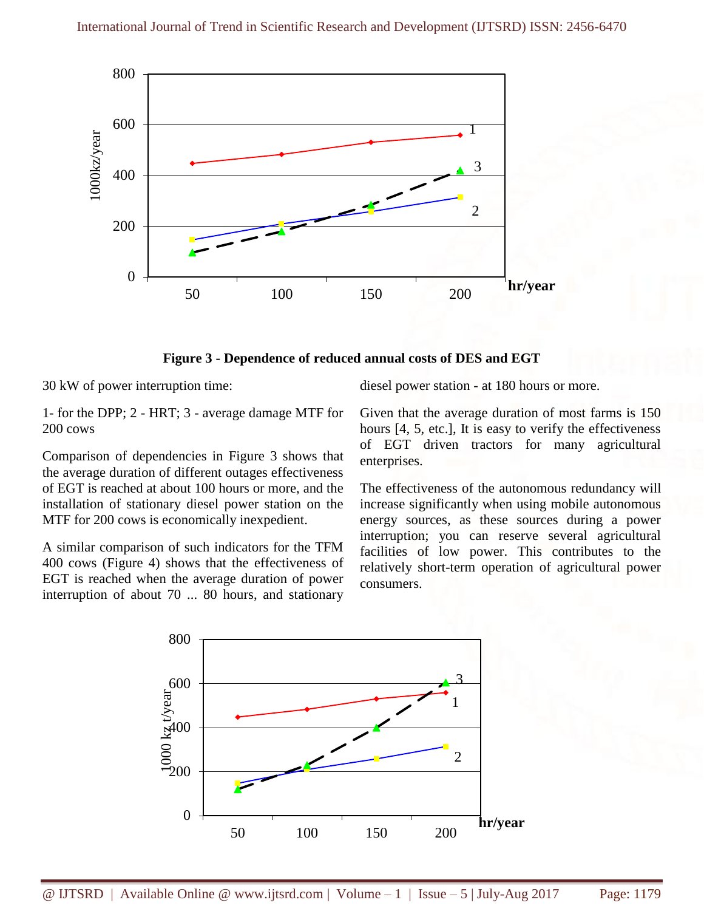**Figure 3 - Dependence of reduced annual costs of DES and EGT**

30 kW of power interruption time:

1- for the DPP; 2 - HRT; 3 - average damage MTF for 200 cows

Comparison of dependencies in Figure 3 shows that the average duration of different outages effectiveness of EGT is reached at about 100 hours or more, and the installation of stationary diesel power station on the MTF for 200 cows is economically inexpedient.

A similar comparison of such indicators for the TFM 400 cows (Figure 4) shows that the effectiveness of EGT is reached when the average duration of power interruption of about 70 ... 80 hours, and stationary diesel power station - at 180 hours or more.

Given that the average duration of most farms is 150 hours [4, 5, etc.], It is easy to verify the effectiveness of EGT driven tractors for many agricultural enterprises.

The effectiveness of the autonomous redundancy will increase significantly when using mobile autonomous energy sources, as these sources during a power interruption; you can reserve several agricultural facilities of low power. This contributes to the relatively short-term operation of agricultural power consumers.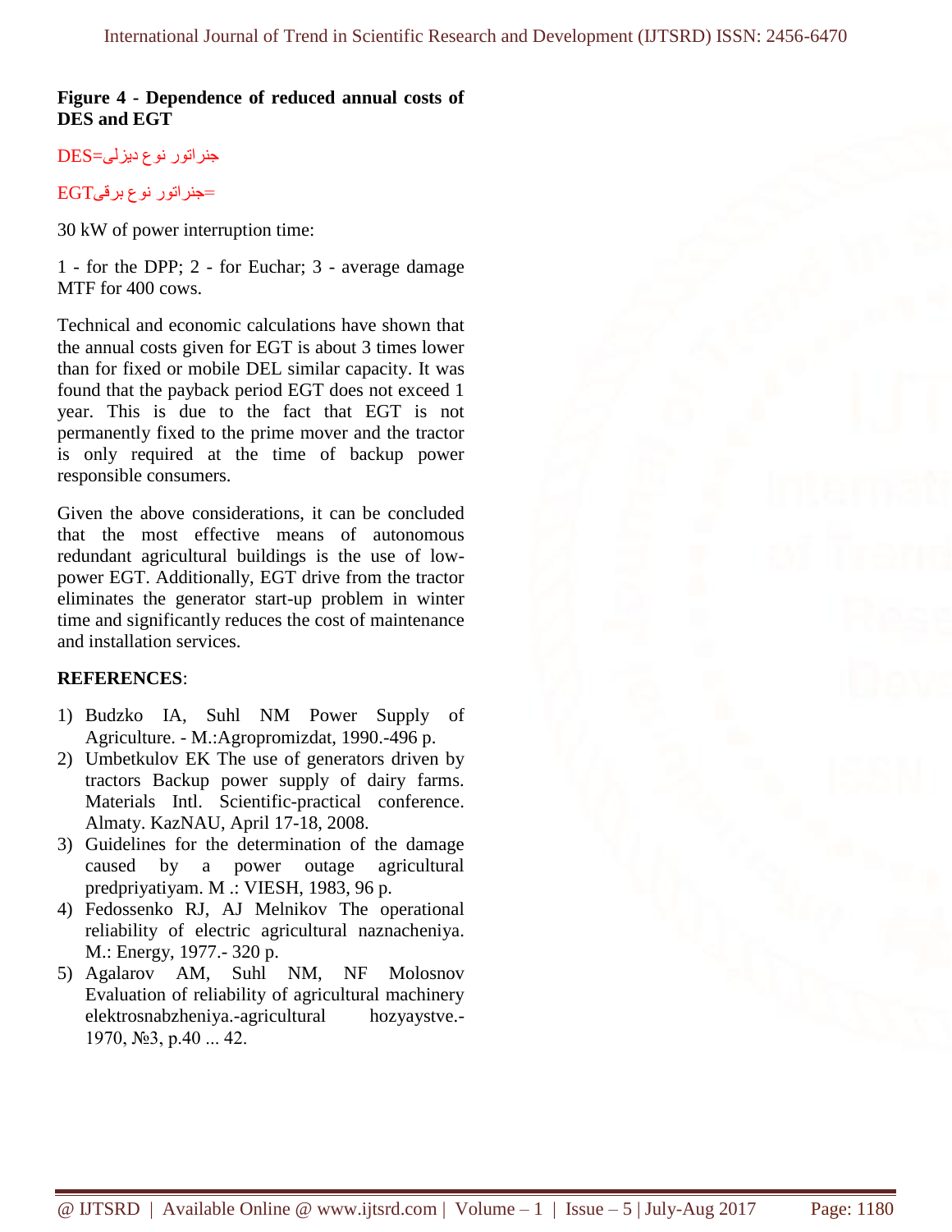**Figure 4 - Dependence of reduced annual costs of DES and EGT**

DES=جنراتور نوع دیزلی

EGTجنراتور نوع برقی=

30 kW of power interruption time:

1 - for the DPP; 2 - for Euchar; 3 - average damage MTF for 400 cows.

Technical and economic calculations have shown that the annual costs given for EGT is about 3 times lower than for fixed or mobile DEL similar capacity. It was found that the payback period EGT does not exceed 1 year. This is due to the fact that EGT is not permanently fixed to the prime mover and the tractor is only required at the time of backup power responsible consumers.

Given the above considerations, it can be concluded that the most effective means of autonomous redundant agricultural buildings is the use of low-power EGT. Additionally, EGT drive from the tractor eliminates the generator start-up problem in winter time and significantly reduces the cost of maintenance and installation services.

**REFERENCES**:

1) Budzko IA, Suhl NM Power Supply of Agriculture. - M.:Agropromizdat, 1990.-496 p.
2) Umbetkulov EK The use of generators driven by tractors Backup power supply of dairy farms. Materials Intl. Scientific-practical conference. Almaty. KazNAU, April 17-18, 2008.
3) Guidelines for the determination of the damage caused by a power outage agricultural predpriyatiyam. M .: VIESH, 1983, 96 p.
4) Fedossenko RJ, AJ Melnikov The operational reliability of electric agricultural naznacheniya. M.: Energy, 1977.- 320 p.
5) Agalarov AM, Suhl NM, NF Molosnov Evaluation of reliability of agricultural machinery elektrosnabzheniya.-agricultural hozyaystve.- 1970, №3, p.40 ... 42.